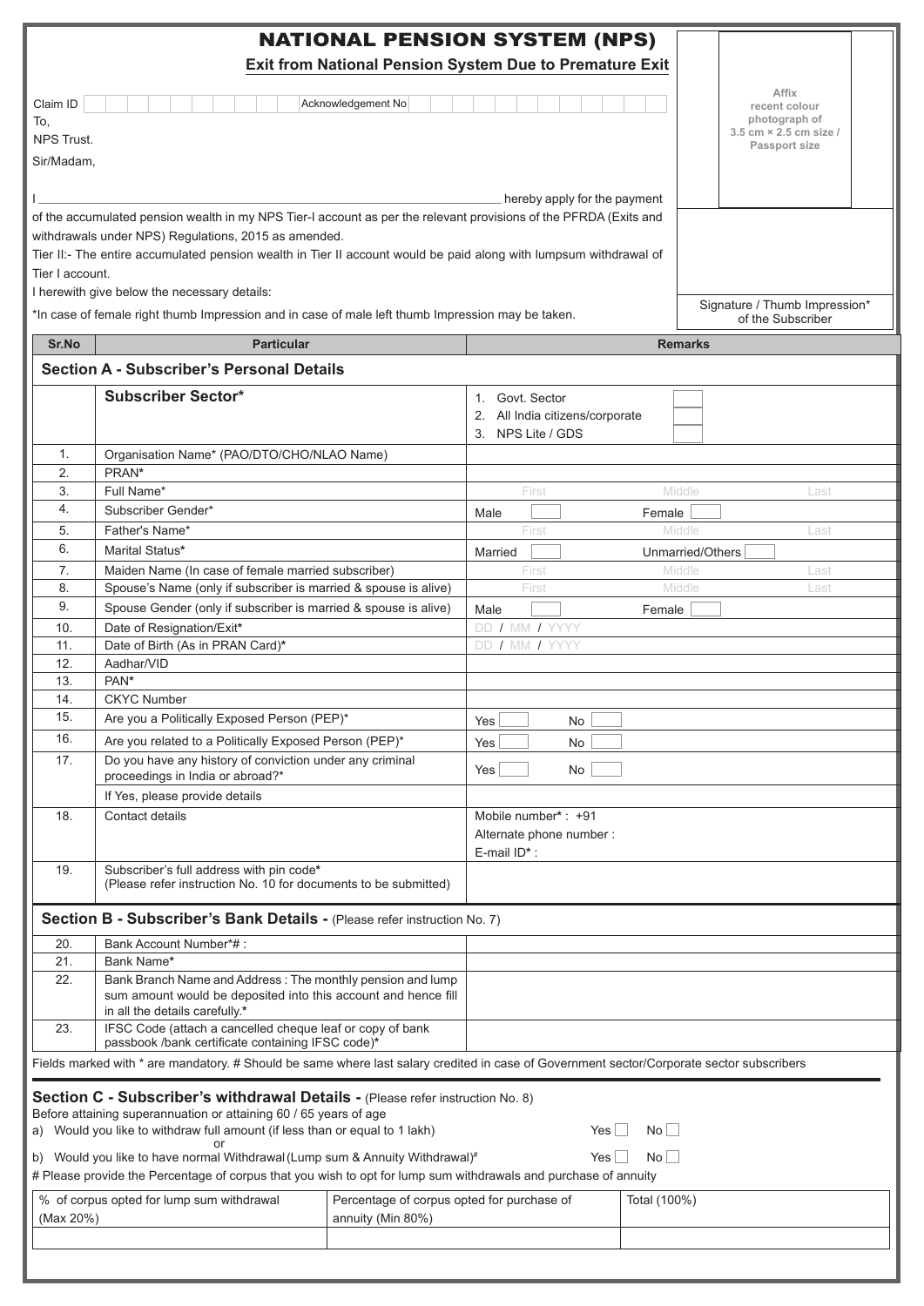# NATIONAL PENSION SYSTEM (NPS)

## Exit from National Pension System Due to Premature Exit

Claim ID | | Acknowledgement No

Affix recent colour photograph of 3.5 cm × 2.5 cm size / Passport size

To,
NPS Trust.

Sir/Madam,

I \_\_\_\_\_\_\_\_\_\_\_\_\_\_\_\_\_\_\_\_\_\_\_\_\_\_\_\_\_\_\_\_\_\_\_\_\_\_\_\_ hereby apply for the payment of the accumulated pension wealth in my NPS Tier-I account as per the relevant provisions of the PFRDA (Exits and withdrawals under NPS) Regulations, 2015 as amended.

Tier II:- The entire accumulated pension wealth in Tier II account would be paid along with lumpsum withdrawal of Tier I account.

I herewith give below the necessary details:

*In case of female right thumb Impression and in case of male left thumb Impression may be taken.

Signature / Thumb Impression* of the Subscriber

| Sr.No | Particular | Remarks |
|---|---|---|
| | **Section A - Subscriber's Personal Details** | |
| | **Subscriber Sector*** | 1. Govt. Sector ☐ 2. All India citizens/corporate ☐ 3. NPS Lite / GDS ☐ |
| 1. | Organisation Name* (PAO/DTO/CHO/NLAO Name) | |
| 2. | PRAN* | |
| 3. | Full Name* | First Middle Last |
| 4. | Subscriber Gender* | Male ☐ Female ☐ |
| 5. | Father's Name* | First Middle Last |
| 6. | Marital Status* | Married ☐ Unmarried/Others ☐ |
| 7. | Maiden Name (In case of female married subscriber) | First Middle Last |
| 8. | Spouse's Name (only if subscriber is married & spouse is alive) | First Middle Last |
| 9. | Spouse Gender (only if subscriber is married & spouse is alive) | Male ☐ Female ☐ |
| 10. | Date of Resignation/Exit* | DD / MM / YYYY |
| 11. | Date of Birth (As in PRAN Card)* | DD / MM / YYYY |
| 12. | Aadhar/VID | |
| 13. | PAN* | |
| 14. | CKYC Number | |
| 15. | Are you a Politically Exposed Person (PEP)* | Yes ☐ No ☐ |
| 16. | Are you related to a Politically Exposed Person (PEP)* | Yes ☐ No ☐ |
| 17. | Do you have any history of conviction under any criminal proceedings in India or abroad?* | Yes ☐ No ☐ |
| | If Yes, please provide details | |
| 18. | Contact details | Mobile number* : +91<br>Alternate phone number :<br>E-mail ID* : |
| 19. | Subscriber's full address with pin code* (Please refer instruction No. 10 for documents to be submitted) | |
| | **Section B - Subscriber's Bank Details -** (Please refer instruction No. 7) | |
| 20. | Bank Account Number*# : | |
| 21. | Bank Name* | |
| 22. | Bank Branch Name and Address : The monthly pension and lump sum amount would be deposited into this account and hence fill in all the details carefully.* | |
| 23. | IFSC Code (attach a cancelled cheque leaf or copy of bank passbook /bank certificate containing IFSC code)* | |

Fields marked with * are mandatory. # Should be same where last salary credited in case of Government sector/Corporate sector subscribers

### Section C - Subscriber's withdrawal Details - (Please refer instruction No. 8)

Before attaining superannuation or attaining 60 / 65 years of age

a) Would you like to withdraw full amount (if less than or equal to 1 lakh) Yes ☐ No ☐

or

b) Would you like to have normal Withdrawal (Lump sum & Annuity Withdrawal)# Yes ☐ No ☐

# Please provide the Percentage of corpus that you wish to opt for lump sum withdrawals and purchase of annuity

| % of corpus opted for lump sum withdrawal (Max 20%) | Percentage of corpus opted for purchase of annuity (Min 80%) | Total (100%) |
|---|---|---|
| | | |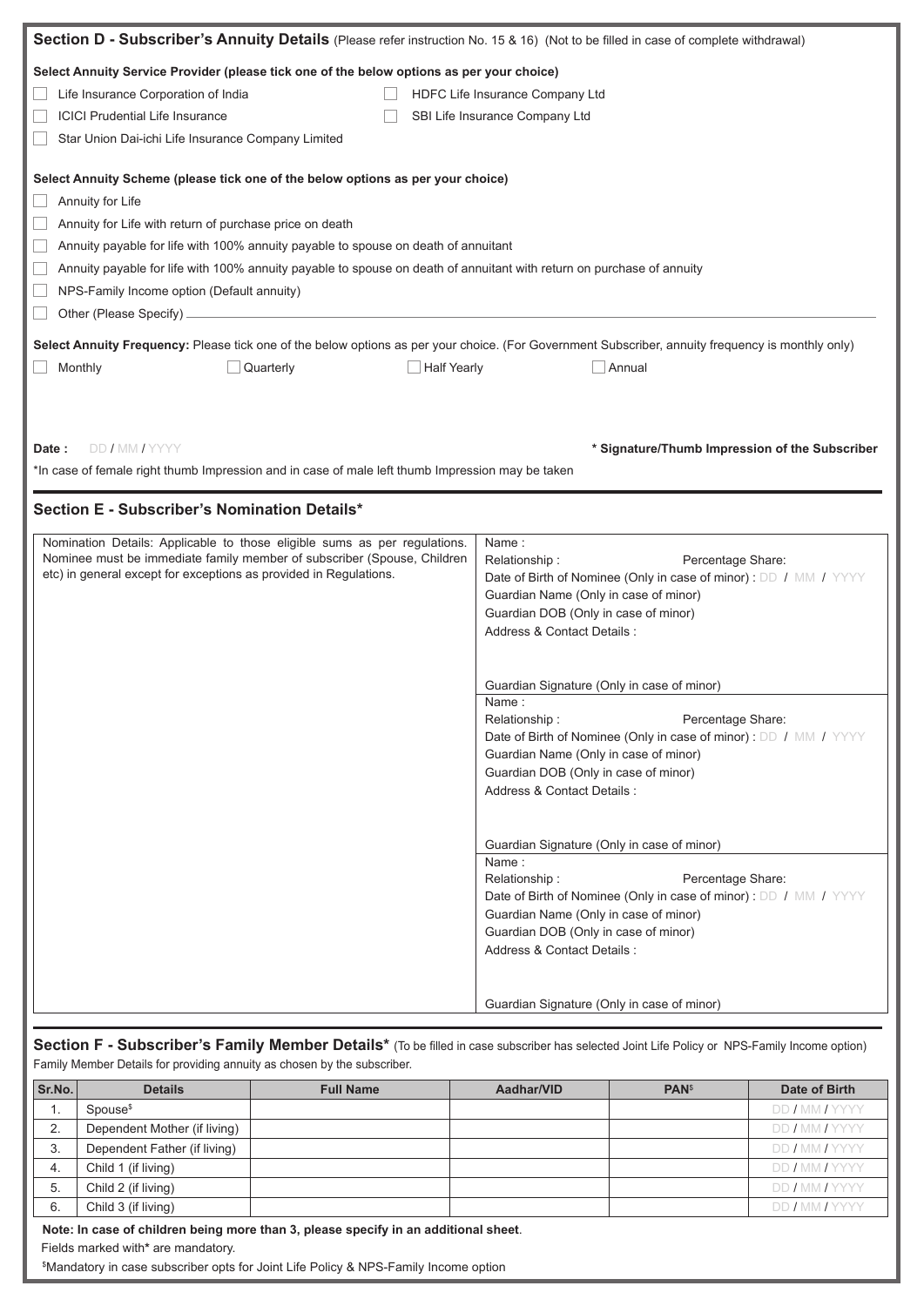## Section D - Subscriber's Annuity Details (Please refer instruction No. 15 & 16) (Not to be filled in case of complete withdrawal)

**Select Annuity Service Provider (please tick one of the below options as per your choice)**

- ☐ Life Insurance Corporation of India
- ☐ HDFC Life Insurance Company Ltd
- ☐ ICICI Prudential Life Insurance
- ☐ SBI Life Insurance Company Ltd
- ☐ Star Union Dai-ichi Life Insurance Company Limited

**Select Annuity Scheme (please tick one of the below options as per your choice)**

- ☐ Annuity for Life
- ☐ Annuity for Life with return of purchase price on death
- ☐ Annuity payable for life with 100% annuity payable to spouse on death of annuitant
- ☐ Annuity payable for life with 100% annuity payable to spouse on death of annuitant with return on purchase of annuity
- ☐ NPS-Family Income option (Default annuity)
- ☐ Other (Please Specify) ____________________

**Select Annuity Frequency:** Please tick one of the below options as per your choice. (For Government Subscriber, annuity frequency is monthly only)

☐ Monthly ☐ Quarterly ☐ Half Yearly ☐ Annual

**Date :** DD / MM / YYYY

**\* Signature/Thumb Impression of the Subscriber**

*In case of female right thumb Impression and in case of male left thumb Impression may be taken

## Section E - Subscriber's Nomination Details*

| Nomination Details: Applicable to those eligible sums as per regulations. Nominee must be immediate family member of subscriber (Spouse, Children etc) in general except for exceptions as provided in Regulations. | Name :<br>Relationship : Percentage Share:<br>Date of Birth of Nominee (Only in case of minor) : DD / MM / YYYY<br>Guardian Name (Only in case of minor)<br>Guardian DOB (Only in case of minor)<br>Address & Contact Details :<br><br>Guardian Signature (Only in case of minor) |
|---|---|
| | Name :<br>Relationship : Percentage Share:<br>Date of Birth of Nominee (Only in case of minor) : DD / MM / YYYY<br>Guardian Name (Only in case of minor)<br>Guardian DOB (Only in case of minor)<br>Address & Contact Details :<br><br>Guardian Signature (Only in case of minor) |
| | Name :<br>Relationship : Percentage Share:<br>Date of Birth of Nominee (Only in case of minor) : DD / MM / YYYY<br>Guardian Name (Only in case of minor)<br>Guardian DOB (Only in case of minor)<br>Address & Contact Details :<br><br>Guardian Signature (Only in case of minor) |

## Section F - Subscriber's Family Member Details* (To be filled in case subscriber has selected Joint Life Policy or NPS-Family Income option)

Family Member Details for providing annuity as chosen by the subscriber.

| Sr.No. | Details | Full Name | Aadhar/VID | PAN$ | Date of Birth |
|---|---|---|---|---|---|
| 1. | Spouse$ | | | | DD / MM / YYYY |
| 2. | Dependent Mother (if living) | | | | DD / MM / YYYY |
| 3. | Dependent Father (if living) | | | | DD / MM / YYYY |
| 4. | Child 1 (if living) | | | | DD / MM / YYYY |
| 5. | Child 2 (if living) | | | | DD / MM / YYYY |
| 6. | Child 3 (if living) | | | | DD / MM / YYYY |

**Note: In case of children being more than 3, please specify in an additional sheet**.

Fields marked with* are mandatory.

$Mandatory in case subscriber opts for Joint Life Policy & NPS-Family Income option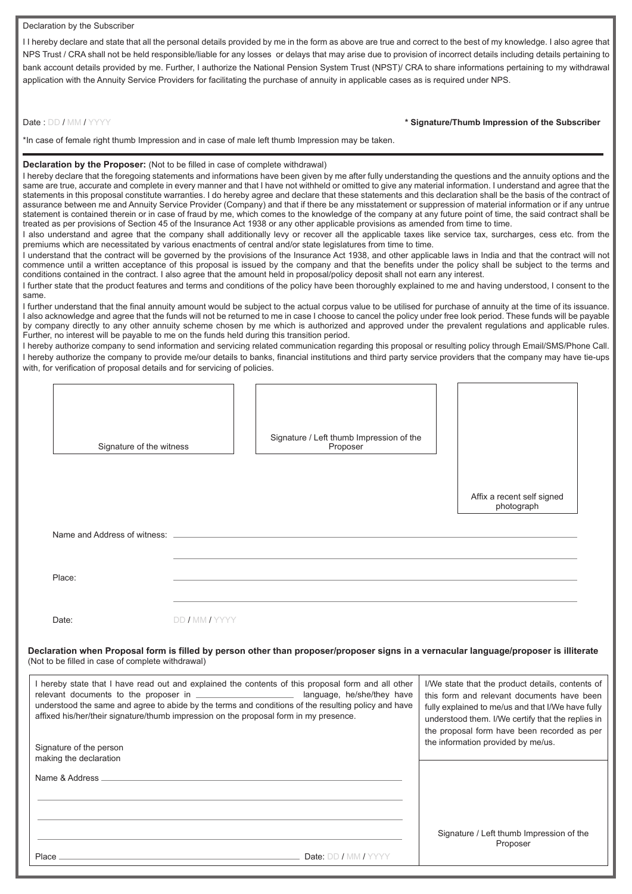Declaration by the Subscriber

I I hereby declare and state that all the personal details provided by me in the form as above are true and correct to the best of my knowledge. I also agree that NPS Trust / CRA shall not be held responsible/liable for any losses or delays that may arise due to provision of incorrect details including details pertaining to bank account details provided by me. Further, I authorize the National Pension System Trust (NPST)/ CRA to share informations pertaining to my withdrawal application with the Annuity Service Providers for facilitating the purchase of annuity in applicable cases as is required under NPS.

Date : DD / MM / YYYY

**\* Signature/Thumb Impression of the Subscriber**

\*In case of female right thumb Impression and in case of male left thumb Impression may be taken.

**Declaration by the Proposer:** (Not to be filled in case of complete withdrawal)

I hereby declare that the foregoing statements and informations have been given by me after fully understanding the questions and the annuity options and the same are true, accurate and complete in every manner and that I have not withheld or omitted to give any material information. I understand and agree that the statements in this proposal constitute warranties. I do hereby agree and declare that these statements and this declaration shall be the basis of the contract of assurance between me and Annuity Service Provider (Company) and that if there be any misstatement or suppression of material information or if any untrue statement is contained therein or in case of fraud by me, which comes to the knowledge of the company at any future point of time, the said contract shall be treated as per provisions of Section 45 of the Insurance Act 1938 or any other applicable provisions as amended from time to time.

I also understand and agree that the company shall additionally levy or recover all the applicable taxes like service tax, surcharges, cess etc. from the premiums which are necessitated by various enactments of central and/or state legislatures from time to time.

I understand that the contract will be governed by the provisions of the Insurance Act 1938, and other applicable laws in India and that the contract will not commence until a written acceptance of this proposal is issued by the company and that the benefits under the policy shall be subject to the terms and conditions contained in the contract. I also agree that the amount held in proposal/policy deposit shall not earn any interest.

I further state that the product features and terms and conditions of the policy have been thoroughly explained to me and having understood, I consent to the same.

I further understand that the final annuity amount would be subject to the actual corpus value to be utilised for purchase of annuity at the time of its issuance. I also acknowledge and agree that the funds will not be returned to me in case I choose to cancel the policy under free look period. These funds will be payable by company directly to any other annuity scheme chosen by me which is authorized and approved under the prevalent regulations and applicable rules. Further, no interest will be payable to me on the funds held during this transition period.

I hereby authorize company to send information and servicing related communication regarding this proposal or resulting policy through Email/SMS/Phone Call.

I hereby authorize the company to provide me/our details to banks, financial institutions and third party service providers that the company may have tie-ups with, for verification of proposal details and for servicing of policies.

| Signature of the witness | Signature / Left thumb Impression of the Proposer | Affix a recent self signed photograph |
|---|---|---|

Name and Address of witness: \_\_\_\_\_\_\_\_\_\_\_\_\_\_\_\_\_\_\_\_\_\_\_\_

Place: \_\_\_\_\_\_\_\_\_\_\_\_\_\_\_\_\_\_\_\_\_\_\_\_

Date: DD / MM / YYYY

**Declaration when Proposal form is filled by person other than proposer/proposer signs in a vernacular language/proposer is illiterate**
(Not to be filled in case of complete withdrawal)

| I hereby state that I have read out and explained the contents of this proposal form and all other relevant documents to the proposer in \_\_\_\_\_\_\_\_\_\_\_\_ language, he/she/they have understood the same and agree to abide by the terms and conditions of the resulting policy and have affixed his/her/their signature/thumb impression on the proposal form in my presence.<br><br>Signature of the person making the declaration | I/We state that the product details, contents of this form and relevant documents have been fully explained to me/us and that I/We have fully understood them. I/We certify that the replies in the proposal form have been recorded as per the information provided by me/us. |
|---|---|
| Name & Address \_\_\_\_\_\_\_\_\_\_\_\_\_\_\_\_\_\_\_\_\_\_\_\_<br><br>Place \_\_\_\_\_\_\_\_\_\_\_\_ Date: DD / MM / YYYY | Signature / Left thumb Impression of the Proposer |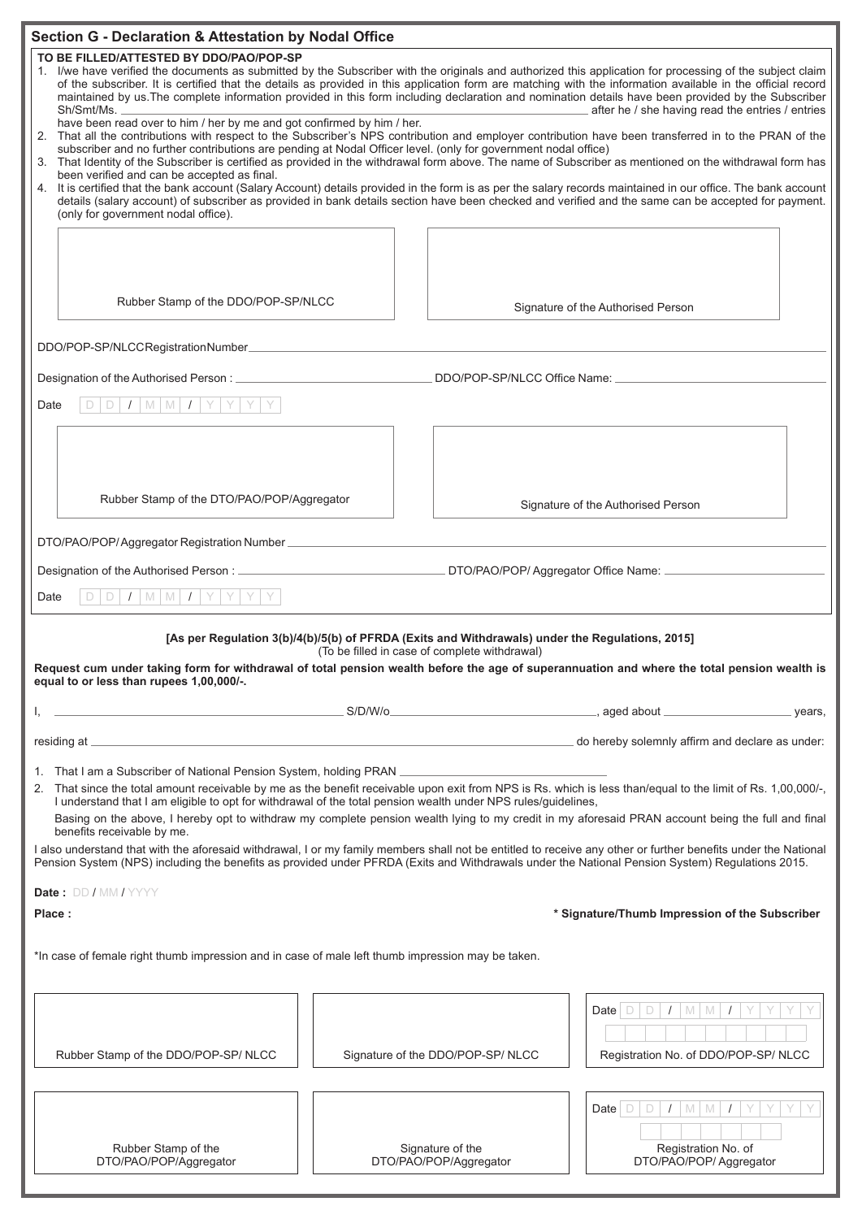## Section G - Declaration & Attestation by Nodal Office

**TO BE FILLED/ATTESTED BY DDO/PAO/POP-SP**

1. I/we have verified the documents as submitted by the Subscriber with the originals and authorized this application for processing of the subject claim of the subscriber. It is certified that the details as provided in this application form are matching with the information available in the official record maintained by us.The complete information provided in this form including declaration and nomination details have been provided by the Subscriber Sh/Smt/Ms. \_\_\_\_\_\_\_\_\_\_\_\_\_\_\_\_\_\_\_\_\_\_\_\_\_\_\_\_\_\_ after he / she having read the entries / entries have been read over to him / her by me and got confirmed by him / her.
2. That all the contributions with respect to the Subscriber's NPS contribution and employer contribution have been transferred in to the PRAN of the subscriber and no further contributions are pending at Nodal Officer level. (only for government nodal office)
3. That Identity of the Subscriber is certified as provided in the withdrawal form above. The name of Subscriber as mentioned on the withdrawal form has been verified and can be accepted as final.
4. It is certified that the bank account (Salary Account) details provided in the form is as per the salary records maintained in our office. The bank account details (salary account) of subscriber as provided in bank details section have been checked and verified and the same can be accepted for payment. (only for government nodal office).

| Rubber Stamp of the DDO/POP-SP/NLCC | Signature of the Authorised Person |
|---|---|

DDO/POP-SP/NLCC Registration Number \_\_\_\_\_\_\_\_\_\_\_\_\_\_\_\_\_\_\_\_

Designation of the Authorised Person : \_\_\_\_\_\_\_\_\_\_\_\_\_\_\_\_ DDO/POP-SP/NLCC Office Name: \_\_\_\_\_\_\_\_\_\_\_\_\_\_\_\_

Date D D / M M / Y Y Y Y

| Rubber Stamp of the DTO/PAO/POP/Aggregator | Signature of the Authorised Person |
|---|---|

DTO/PAO/POP/ Aggregator Registration Number \_\_\_\_\_\_\_\_\_\_\_\_\_\_\_\_\_\_\_\_

Designation of the Authorised Person : \_\_\_\_\_\_\_\_\_\_\_\_\_\_\_\_ DTO/PAO/POP/ Aggregator Office Name: \_\_\_\_\_\_\_\_\_\_\_\_\_\_\_\_

Date D D / M M / Y Y Y Y

**[As per Regulation 3(b)/4(b)/5(b) of PFRDA (Exits and Withdrawals) under the Regulations, 2015]**

(To be filled in case of complete withdrawal)

**Request cum under taking form for withdrawal of total pension wealth before the age of superannuation and where the total pension wealth is equal to or less than rupees 1,00,000/-.**

I, \_\_\_\_\_\_\_\_\_\_\_\_\_\_\_\_\_\_\_\_ S/D/W/o\_\_\_\_\_\_\_\_\_\_\_\_\_\_\_\_\_\_\_\_, aged about \_\_\_\_\_\_\_\_\_\_ years,

residing at \_\_\_\_\_\_\_\_\_\_\_\_\_\_\_\_\_\_\_\_\_\_\_\_\_\_\_\_\_\_ do hereby solemnly affirm and declare as under:

1. That I am a Subscriber of National Pension System, holding PRAN \_\_\_\_\_\_\_\_\_\_\_\_\_\_\_\_\_\_\_\_
2. That since the total amount receivable by me as the benefit receivable upon exit from NPS is Rs. which is less than/equal to the limit of Rs. 1,00,000/-, I understand that I am eligible to opt for withdrawal of the total pension wealth under NPS rules/guidelines,

   Basing on the above, I hereby opt to withdraw my complete pension wealth lying to my credit in my aforesaid PRAN account being the full and final benefits receivable by me.

I also understand that with the aforesaid withdrawal, I or my family members shall not be entitled to receive any other or further benefits under the National Pension System (NPS) including the benefits as provided under PFRDA (Exits and Withdrawals under the National Pension System) Regulations 2015.

**Date :** DD / MM / YYYY

**Place :**

**\* Signature/Thumb Impression of the Subscriber**

*In case of female right thumb impression and in case of male left thumb impression may be taken.

| Rubber Stamp of the DDO/POP-SP/ NLCC | Signature of the DDO/POP-SP/ NLCC | Date D D / M M / Y Y Y Y<br>Registration No. of DDO/POP-SP/ NLCC |
|---|---|---|
| Rubber Stamp of the DTO/PAO/POP/Aggregator | Signature of the DTO/PAO/POP/Aggregator | Date D D / M M / Y Y Y Y<br>Registration No. of DTO/PAO/POP/ Aggregator |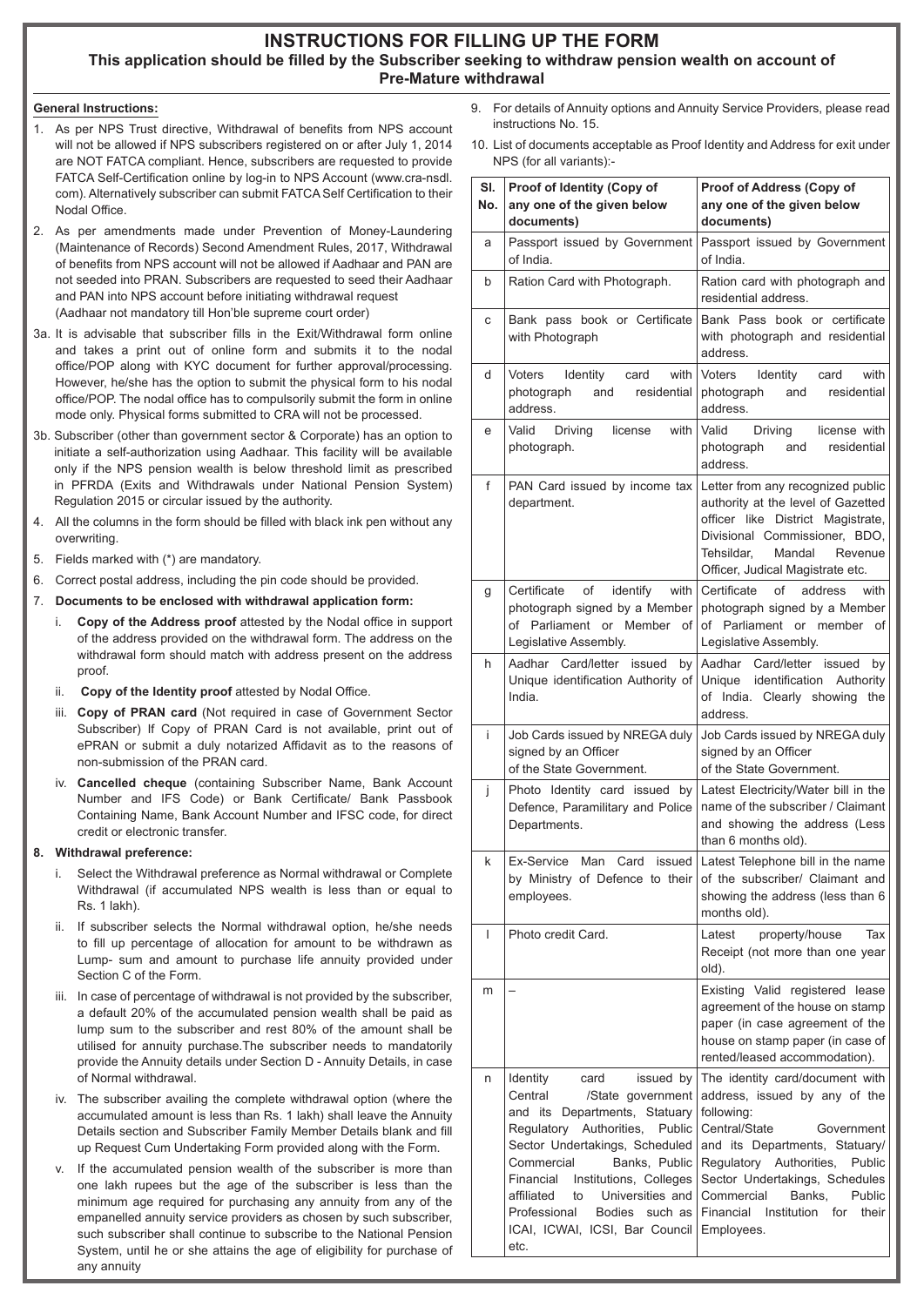# INSTRUCTIONS FOR FILLING UP THE FORM

## This application should be filled by the Subscriber seeking to withdraw pension wealth on account of Pre-Mature withdrawal

**General Instructions:**

1. As per NPS Trust directive, Withdrawal of benefits from NPS account will not be allowed if NPS subscribers registered on or after July 1, 2014 are NOT FATCA compliant. Hence, subscribers are requested to provide FATCA Self-Certification online by log-in to NPS Account (www.cra-nsdl.com). Alternatively subscriber can submit FATCA Self Certification to their Nodal Office.
2. As per amendments made under Prevention of Money-Laundering (Maintenance of Records) Second Amendment Rules, 2017, Withdrawal of benefits from NPS account will not be allowed if Aadhaar and PAN are not seeded into PRAN. Subscribers are requested to seed their Aadhaar and PAN into NPS account before initiating withdrawal request (Aadhaar not mandatory till Hon'ble supreme court order)

3a. It is advisable that subscriber fills in the Exit/Withdrawal form online and takes a print out of online form and submits it to the nodal office/POP along with KYC document for further approval/processing. However, he/she has the option to submit the physical form to his nodal office/POP. The nodal office has to compulsorily submit the form in online mode only. Physical forms submitted to CRA will not be processed.

3b. Subscriber (other than government sector & Corporate) has an option to initiate a self-authorization using Aadhaar. This facility will be available only if the NPS pension wealth is below threshold limit as prescribed in PFRDA (Exits and Withdrawals under National Pension System) Regulation 2015 or circular issued by the authority.

4. All the columns in the form should be filled with black ink pen without any overwriting.
5. Fields marked with (*) are mandatory.
6. Correct postal address, including the pin code should be provided.
7. **Documents to be enclosed with withdrawal application form:**
   i. **Copy of the Address proof** attested by the Nodal office in support of the address provided on the withdrawal form. The address on the withdrawal form should match with address present on the address proof.
   ii. **Copy of the Identity proof** attested by Nodal Office.
   iii. **Copy of PRAN card** (Not required in case of Government Sector Subscriber) If Copy of PRAN Card is not available, print out of ePRAN or submit a duly notarized Affidavit as to the reasons of non-submission of the PRAN card.
   iv. **Cancelled cheque** (containing Subscriber Name, Bank Account Number and IFS Code) or Bank Certificate/ Bank Passbook Containing Name, Bank Account Number and IFSC code, for direct credit or electronic transfer.
8. **Withdrawal preference:**
   i. Select the Withdrawal preference as Normal withdrawal or Complete Withdrawal (if accumulated NPS wealth is less than or equal to Rs. 1 lakh).
   ii. If subscriber selects the Normal withdrawal option, he/she needs to fill up percentage of allocation for amount to be withdrawn as Lump- sum and amount to purchase life annuity provided under Section C of the Form.
   iii. In case of percentage of withdrawal is not provided by the subscriber, a default 20% of the accumulated pension wealth shall be paid as lump sum to the subscriber and rest 80% of the amount shall be utilised for annuity purchase.The subscriber needs to mandatorily provide the Annuity details under Section D - Annuity Details, in case of Normal withdrawal.
   iv. The subscriber availing the complete withdrawal option (where the accumulated amount is less than Rs. 1 lakh) shall leave the Annuity Details section and Subscriber Family Member Details blank and fill up Request Cum Undertaking Form provided along with the Form.
   v. If the accumulated pension wealth of the subscriber is more than one lakh rupees but the age of the subscriber is less than the minimum age required for purchasing any annuity from any of the empanelled annuity service providers as chosen by such subscriber, such subscriber shall continue to subscribe to the National Pension System, until he or she attains the age of eligibility for purchase of any annuity
9. For details of Annuity options and Annuity Service Providers, please read instructions No. 15.
10. List of documents acceptable as Proof Identity and Address for exit under NPS (for all variants):-

| Sl. No. | Proof of Identity (Copy of any one of the given below documents) | Proof of Address (Copy of any one of the given below documents) |
|---|---|---|
| a | Passport issued by Government of India. | Passport issued by Government of India. |
| b | Ration Card with Photograph. | Ration card with photograph and residential address. |
| c | Bank pass book or Certificate with Photograph | Bank Pass book or certificate with photograph and residential address. |
| d | Voters Identity card with photograph and residential address. | Voters Identity card with photograph and residential address. |
| e | Valid Driving license with photograph. | Valid Driving license with photograph and residential address. |
| f | PAN Card issued by income tax department. | Letter from any recognized public authority at the level of Gazetted officer like District Magistrate, Divisional Commissioner, BDO, Tehsildar, Mandal Revenue Officer, Judical Magistrate etc. |
| g | Certificate of identify with photograph signed by a Member of Parliament or Member of Legislative Assembly. | Certificate of address with photograph signed by a Member of Parliament or member of Legislative Assembly. |
| h | Aadhar Card/letter issued by Unique identification Authority of India. | Aadhar Card/letter issued by Unique identification Authority of India. Clearly showing the address. |
| i | Job Cards issued by NREGA duly signed by an Officer of the State Government. | Job Cards issued by NREGA duly signed by an Officer of the State Government. |
| j | Photo Identity card issued by Defence, Paramilitary and Police Departments. | Latest Electricity/Water bill in the name of the subscriber / Claimant and showing the address (Less than 6 months old). |
| k | Ex-Service Man Card issued by Ministry of Defence to their employees. | Latest Telephone bill in the name of the subscriber/ Claimant and showing the address (less than 6 months old). |
| l | Photo credit Card. | Latest property/house Tax Receipt (not more than one year old). |
| m | – | Existing Valid registered lease agreement of the house on stamp paper (in case agreement of the house on stamp paper (in case of rented/leased accommodation). |
| n | Identity card issued by Central /State government and its Departments, Statuary Regulatory Authorities, Public Sector Undertakings, Scheduled Commercial Banks, Public Financial Institutions, Colleges affiliated to Universities and Professional Bodies such as ICAI, ICWAI, ICSI, Bar Council etc. | The identity card/document with address, issued by any of the following: Central/State Government and its Departments, Statuary/ Regulatory Authorities, Public Sector Undertakings, Schedules Commercial Banks, Public Financial Institution for their Employees. |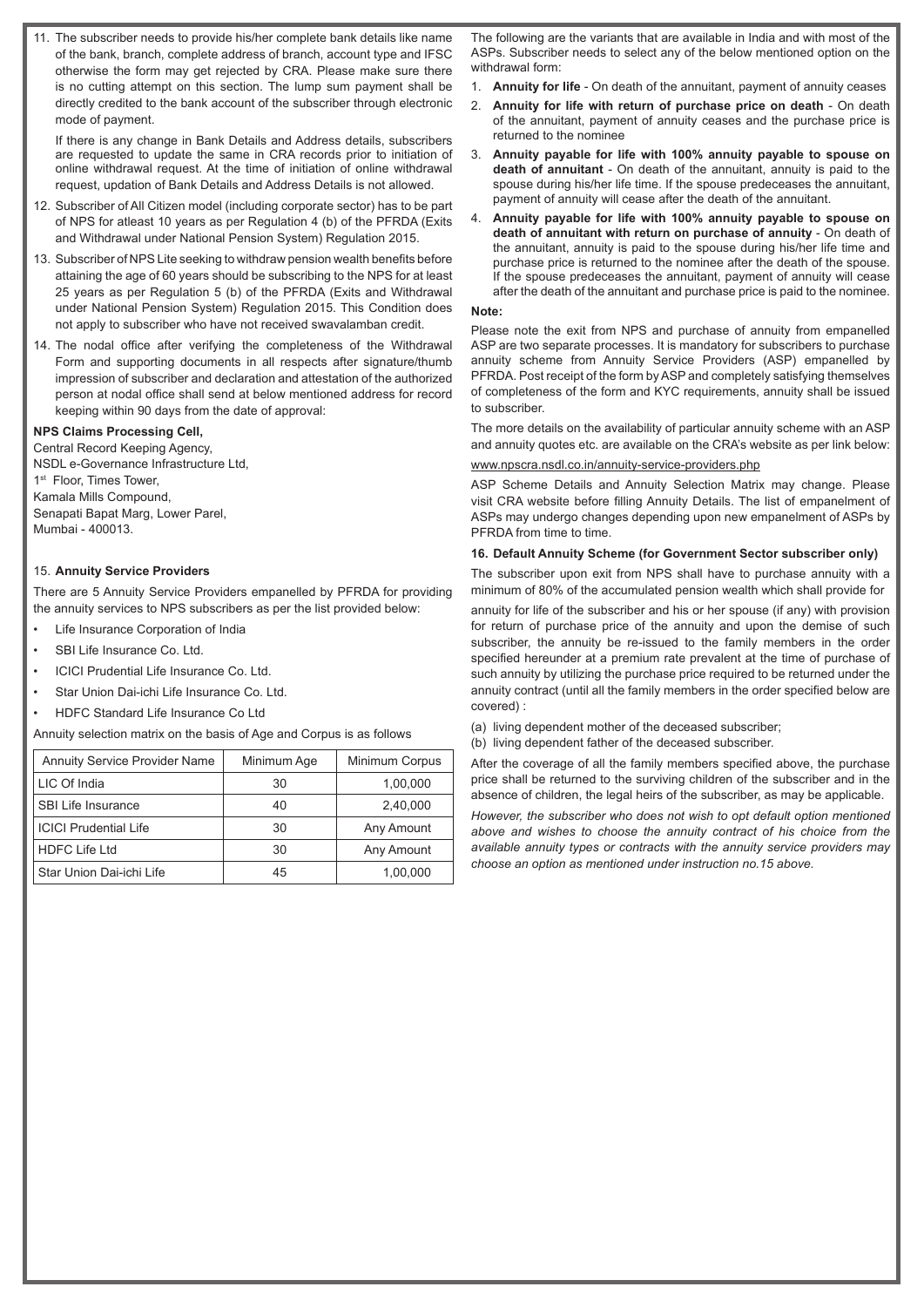11. The subscriber needs to provide his/her complete bank details like name of the bank, branch, complete address of branch, account type and IFSC otherwise the form may get rejected by CRA. Please make sure there is no cutting attempt on this section. The lump sum payment shall be directly credited to the bank account of the subscriber through electronic mode of payment.

    If there is any change in Bank Details and Address details, subscribers are requested to update the same in CRA records prior to initiation of online withdrawal request. At the time of initiation of online withdrawal request, updation of Bank Details and Address Details is not allowed.

12. Subscriber of All Citizen model (including corporate sector) has to be part of NPS for atleast 10 years as per Regulation 4 (b) of the PFRDA (Exits and Withdrawal under National Pension System) Regulation 2015.

13. Subscriber of NPS Lite seeking to withdraw pension wealth benefits before attaining the age of 60 years should be subscribing to the NPS for at least 25 years as per Regulation 5 (b) of the PFRDA (Exits and Withdrawal under National Pension System) Regulation 2015. This Condition does not apply to subscriber who have not received swavalamban credit.

14. The nodal office after verifying the completeness of the Withdrawal Form and supporting documents in all respects after signature/thumb impression of subscriber and declaration and attestation of the authorized person at nodal office shall send at below mentioned address for record keeping within 90 days from the date of approval:

**NPS Claims Processing Cell,**
Central Record Keeping Agency,
NSDL e-Governance Infrastructure Ltd,
1st Floor, Times Tower,
Kamala Mills Compound,
Senapati Bapat Marg, Lower Parel,
Mumbai - 400013.

15. **Annuity Service Providers**

There are 5 Annuity Service Providers empanelled by PFRDA for providing the annuity services to NPS subscribers as per the list provided below:

- Life Insurance Corporation of India
- SBI Life Insurance Co. Ltd.
- ICICI Prudential Life Insurance Co. Ltd.
- Star Union Dai-ichi Life Insurance Co. Ltd.
- HDFC Standard Life Insurance Co Ltd

Annuity selection matrix on the basis of Age and Corpus is as follows

| Annuity Service Provider Name | Minimum Age | Minimum Corpus |
|---|---|---|
| LIC Of India | 30 | 1,00,000 |
| SBI Life Insurance | 40 | 2,40,000 |
| ICICI Prudential Life | 30 | Any Amount |
| HDFC Life Ltd | 30 | Any Amount |
| Star Union Dai-ichi Life | 45 | 1,00,000 |

The following are the variants that are available in India and with most of the ASPs. Subscriber needs to select any of the below mentioned option on the withdrawal form:

1. **Annuity for life** - On death of the annuitant, payment of annuity ceases
2. **Annuity for life with return of purchase price on death** - On death of the annuitant, payment of annuity ceases and the purchase price is returned to the nominee
3. **Annuity payable for life with 100% annuity payable to spouse on death of annuitant** - On death of the annuitant, annuity is paid to the spouse during his/her life time. If the spouse predeceases the annuitant, payment of annuity will cease after the death of the annuitant.
4. **Annuity payable for life with 100% annuity payable to spouse on death of annuitant with return on purchase of annuity** - On death of the annuitant, annuity is paid to the spouse during his/her life time and purchase price is returned to the nominee after the death of the spouse. If the spouse predeceases the annuitant, payment of annuity will cease after the death of the annuitant and purchase price is paid to the nominee.

**Note:**

Please note the exit from NPS and purchase of annuity from empanelled ASP are two separate processes. It is mandatory for subscribers to purchase annuity scheme from Annuity Service Providers (ASP) empanelled by PFRDA. Post receipt of the form by ASP and completely satisfying themselves of completeness of the form and KYC requirements, annuity shall be issued to subscriber.

The more details on the availability of particular annuity scheme with an ASP and annuity quotes etc. are available on the CRA's website as per link below:

www.npscra.nsdl.co.in/annuity-service-providers.php

ASP Scheme Details and Annuity Selection Matrix may change. Please visit CRA website before filling Annuity Details. The list of empanelment of ASPs may undergo changes depending upon new empanelment of ASPs by PFRDA from time to time.

**16. Default Annuity Scheme (for Government Sector subscriber only)**

The subscriber upon exit from NPS shall have to purchase annuity with a minimum of 80% of the accumulated pension wealth which shall provide for annuity for life of the subscriber and his or her spouse (if any) with provision for return of purchase price of the annuity and upon the demise of such subscriber, the annuity be re-issued to the family members in the order specified hereunder at a premium rate prevalent at the time of purchase of such annuity by utilizing the purchase price required to be returned under the annuity contract (until all the family members in the order specified below are covered) :

(a) living dependent mother of the deceased subscriber;
(b) living dependent father of the deceased subscriber.

After the coverage of all the family members specified above, the purchase price shall be returned to the surviving children of the subscriber and in the absence of children, the legal heirs of the subscriber, as may be applicable.

*However, the subscriber who does not wish to opt default option mentioned above and wishes to choose the annuity contract of his choice from the available annuity types or contracts with the annuity service providers may choose an option as mentioned under instruction no.15 above.*